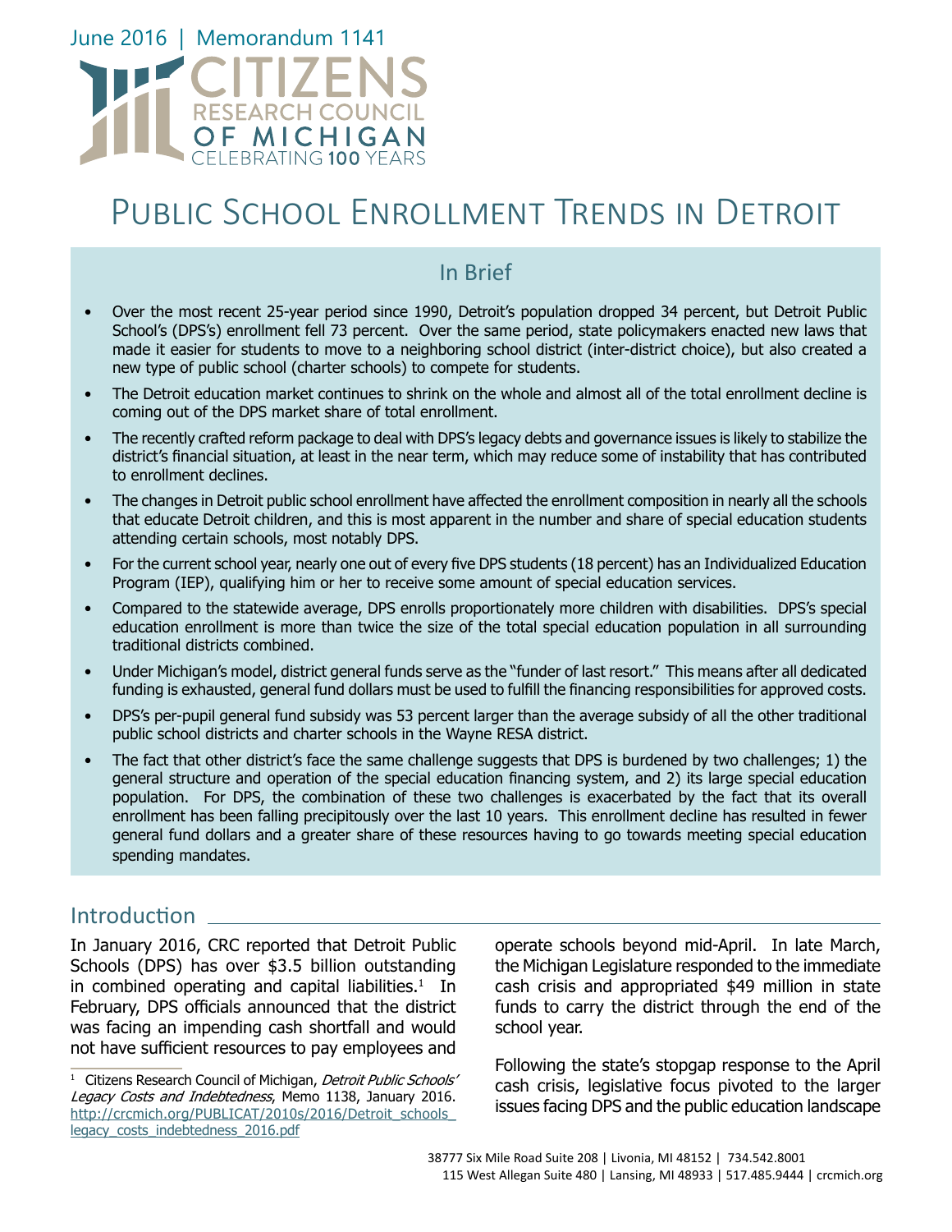June 2016 | Memorandum 1141

CITIZENS RESEARCH COUNCIL OF MICHIGAN
CELEBRATING 100 YEARS

# Public School Enrollment Trends in Detroit

## In Brief

- Over the most recent 25-year period since 1990, Detroit's population dropped 34 percent, but Detroit Public School's (DPS's) enrollment fell 73 percent. Over the same period, state policymakers enacted new laws that made it easier for students to move to a neighboring school district (inter-district choice), but also created a new type of public school (charter schools) to compete for students.
- The Detroit education market continues to shrink on the whole and almost all of the total enrollment decline is coming out of the DPS market share of total enrollment.
- The recently crafted reform package to deal with DPS's legacy debts and governance issues is likely to stabilize the district's financial situation, at least in the near term, which may reduce some of instability that has contributed to enrollment declines.
- The changes in Detroit public school enrollment have affected the enrollment composition in nearly all the schools that educate Detroit children, and this is most apparent in the number and share of special education students attending certain schools, most notably DPS.
- For the current school year, nearly one out of every five DPS students (18 percent) has an Individualized Education Program (IEP), qualifying him or her to receive some amount of special education services.
- Compared to the statewide average, DPS enrolls proportionately more children with disabilities. DPS's special education enrollment is more than twice the size of the total special education population in all surrounding traditional districts combined.
- Under Michigan's model, district general funds serve as the "funder of last resort." This means after all dedicated funding is exhausted, general fund dollars must be used to fulfill the financing responsibilities for approved costs.
- DPS's per-pupil general fund subsidy was 53 percent larger than the average subsidy of all the other traditional public school districts and charter schools in the Wayne RESA district.
- The fact that other district's face the same challenge suggests that DPS is burdened by two challenges; 1) the general structure and operation of the special education financing system, and 2) its large special education population. For DPS, the combination of these two challenges is exacerbated by the fact that its overall enrollment has been falling precipitously over the last 10 years. This enrollment decline has resulted in fewer general fund dollars and a greater share of these resources having to go towards meeting special education spending mandates.

## Introduction

In January 2016, CRC reported that Detroit Public Schools (DPS) has over $3.5 billion outstanding in combined operating and capital liabilities.[1] In February, DPS officials announced that the district was facing an impending cash shortfall and would not have sufficient resources to pay employees and operate schools beyond mid-April. In late March, the Michigan Legislature responded to the immediate cash crisis and appropriated $49 million in state funds to carry the district through the end of the school year.

Following the state's stopgap response to the April cash crisis, legislative focus pivoted to the larger issues facing DPS and the public education landscape

[1] Citizens Research Council of Michigan, *Detroit Public Schools' Legacy Costs and Indebtedness*, Memo 1138, January 2016. http://crcmich.org/PUBLICAT/2010s/2016/Detroit_schools_legacy_costs_indebtedness_2016.pdf

38777 Six Mile Road Suite 208 | Livonia, MI 48152 | 734.542.8001
115 West Allegan Suite 480 | Lansing, MI 48933 | 517.485.9444 | crcmich.org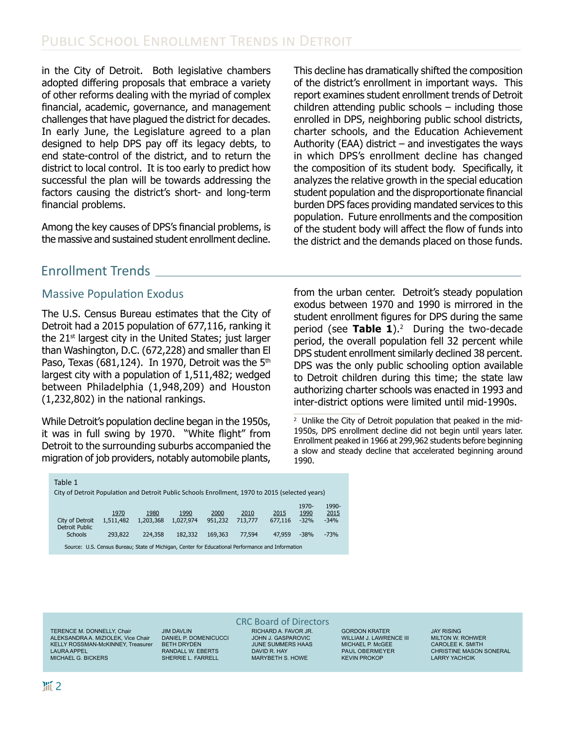in the City of Detroit. Both legislative chambers adopted differing proposals that embrace a variety of other reforms dealing with the myriad of complex financial, academic, governance, and management challenges that have plagued the district for decades. In early June, the Legislature agreed to a plan designed to help DPS pay off its legacy debts, to end state-control of the district, and to return the district to local control. It is too early to predict how successful the plan will be towards addressing the factors causing the district's short- and long-term financial problems.

Among the key causes of DPS's financial problems, is the massive and sustained student enrollment decline. This decline has dramatically shifted the composition of the district's enrollment in important ways. This report examines student enrollment trends of Detroit children attending public schools – including those enrolled in DPS, neighboring public school districts, charter schools, and the Education Achievement Authority (EAA) district – and investigates the ways in which DPS's enrollment decline has changed the composition of its student body. Specifically, it analyzes the relative growth in the special education student population and the disproportionate financial burden DPS faces providing mandated services to this population. Future enrollments and the composition of the student body will affect the flow of funds into the district and the demands placed on those funds.

## Enrollment Trends

### Massive Population Exodus

The U.S. Census Bureau estimates that the City of Detroit had a 2015 population of 677,116, ranking it the 21st largest city in the United States; just larger than Washington, D.C. (672,228) and smaller than El Paso, Texas (681,124). In 1970, Detroit was the 5th largest city with a population of 1,511,482; wedged between Philadelphia (1,948,209) and Houston (1,232,802) in the national rankings.

While Detroit's population decline began in the 1950s, it was in full swing by 1970. "White flight" from Detroit to the surrounding suburbs accompanied the migration of job providers, notably automobile plants, from the urban center. Detroit's steady population exodus between 1970 and 1990 is mirrored in the student enrollment figures for DPS during the same period (see **Table 1**).[2] During the two-decade period, the overall population fell 32 percent while DPS student enrollment similarly declined 38 percent. DPS was the only public schooling option available to Detroit children during this time; the state law authorizing charter schools was enacted in 1993 and inter-district options were limited until mid-1990s.

[2] Unlike the City of Detroit population that peaked in the mid-1950s, DPS enrollment decline did not begin until years later. Enrollment peaked in 1966 at 299,962 students before beginning a slow and steady decline that accelerated beginning around 1990.

Table 1
City of Detroit Population and Detroit Public Schools Enrollment, 1970 to 2015 (selected years)

| | 1970 | 1980 | 1990 | 2000 | 2010 | 2015 | 1970-1990 | 1990-2015 |
|---|---|---|---|---|---|---|---|---|
| City of Detroit | 1,511,482 | 1,203,368 | 1,027,974 | 951,232 | 713,777 | 677,116 | -32% | -34% |
| Detroit Public Schools | 293,822 | 224,358 | 182,332 | 169,363 | 77,594 | 47,959 | -38% | -73% |

Source: U.S. Census Bureau; State of Michigan, Center for Educational Performance and Information

CRC Board of Directors

TERENCE M. DONNELLY, Chair
ALEKSANDRA A. MIZIOLEK, Vice Chair
KELLY ROSSMAN-McKINNEY, Treasurer
LAURA APPEL
MICHAEL G. BICKERS
JIM DAVLIN
DANIEL P. DOMENICUCCI
BETH DRYDEN
RANDALL W. EBERTS
SHERRIE L. FARRELL
RICHARD A. FAVOR JR.
JOHN J. GASPAROVIC
JUNE SUMMERS HAAS
DAVID R. HAY
MARYBETH S. HOWE
GORDON KRATER
WILLIAM J. LAWRENCE III
MICHAEL P. McGEE
PAUL OBERMEYER
KEVIN PROKOP
JAY RISING
MILTON W. ROHWER
CAROLEE K. SMITH
CHRISTINE MASON SONERAL
LARRY YACHCIK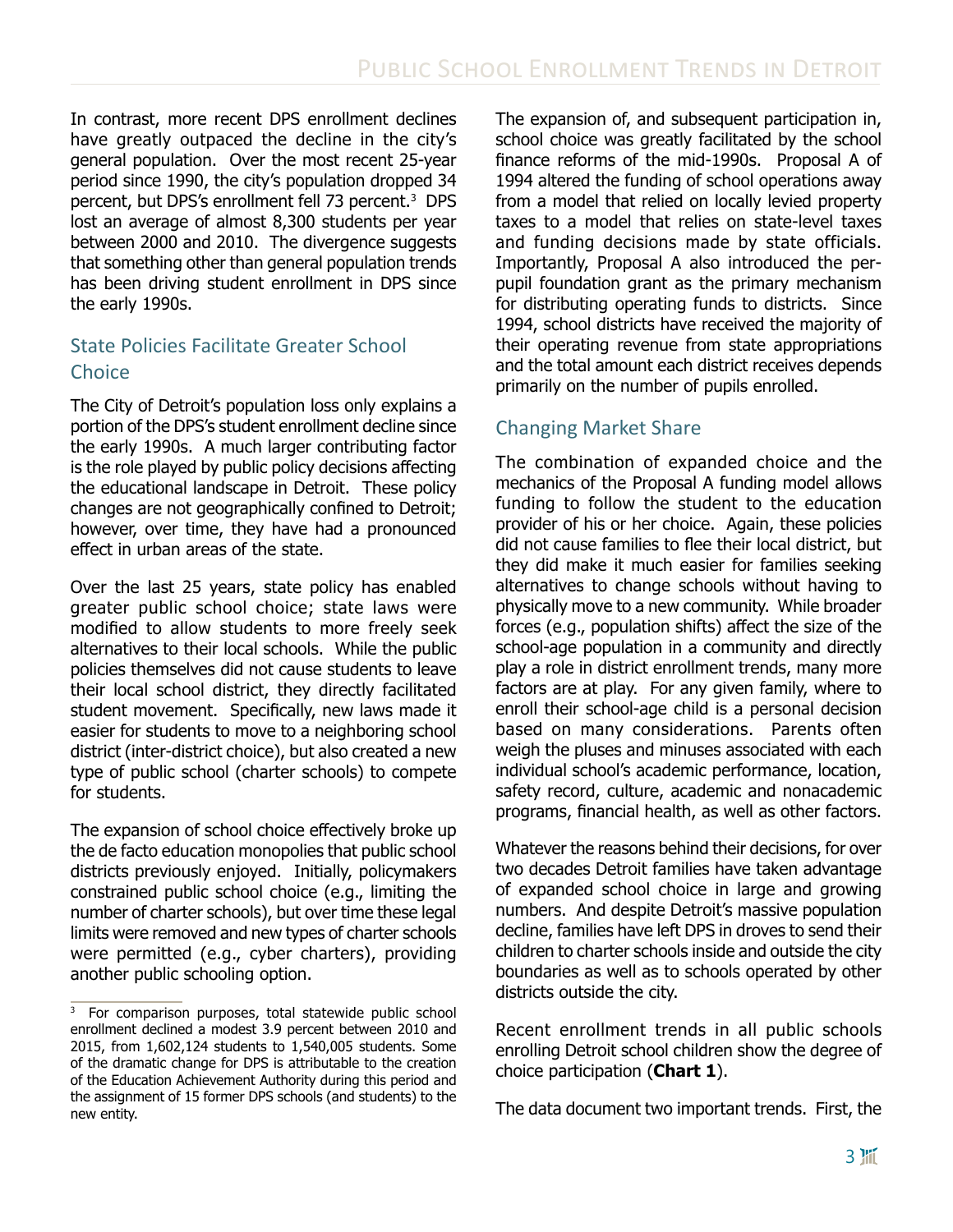In contrast, more recent DPS enrollment declines have greatly outpaced the decline in the city's general population. Over the most recent 25-year period since 1990, the city's population dropped 34 percent, but DPS's enrollment fell 73 percent.[3] DPS lost an average of almost 8,300 students per year between 2000 and 2010. The divergence suggests that something other than general population trends has been driving student enrollment in DPS since the early 1990s.

## State Policies Facilitate Greater School Choice

The City of Detroit's population loss only explains a portion of the DPS's student enrollment decline since the early 1990s. A much larger contributing factor is the role played by public policy decisions affecting the educational landscape in Detroit. These policy changes are not geographically confined to Detroit; however, over time, they have had a pronounced effect in urban areas of the state.

Over the last 25 years, state policy has enabled greater public school choice; state laws were modified to allow students to more freely seek alternatives to their local schools. While the public policies themselves did not cause students to leave their local school district, they directly facilitated student movement. Specifically, new laws made it easier for students to move to a neighboring school district (inter-district choice), but also created a new type of public school (charter schools) to compete for students.

The expansion of school choice effectively broke up the de facto education monopolies that public school districts previously enjoyed. Initially, policymakers constrained public school choice (e.g., limiting the number of charter schools), but over time these legal limits were removed and new types of charter schools were permitted (e.g., cyber charters), providing another public schooling option.

The expansion of, and subsequent participation in, school choice was greatly facilitated by the school finance reforms of the mid-1990s. Proposal A of 1994 altered the funding of school operations away from a model that relied on locally levied property taxes to a model that relies on state-level taxes and funding decisions made by state officials. Importantly, Proposal A also introduced the per-pupil foundation grant as the primary mechanism for distributing operating funds to districts. Since 1994, school districts have received the majority of their operating revenue from state appropriations and the total amount each district receives depends primarily on the number of pupils enrolled.

## Changing Market Share

The combination of expanded choice and the mechanics of the Proposal A funding model allows funding to follow the student to the education provider of his or her choice. Again, these policies did not cause families to flee their local district, but they did make it much easier for families seeking alternatives to change schools without having to physically move to a new community. While broader forces (e.g., population shifts) affect the size of the school-age population in a community and directly play a role in district enrollment trends, many more factors are at play. For any given family, where to enroll their school-age child is a personal decision based on many considerations. Parents often weigh the pluses and minuses associated with each individual school's academic performance, location, safety record, culture, academic and nonacademic programs, financial health, as well as other factors.

Whatever the reasons behind their decisions, for over two decades Detroit families have taken advantage of expanded school choice in large and growing numbers. And despite Detroit's massive population decline, families have left DPS in droves to send their children to charter schools inside and outside the city boundaries as well as to schools operated by other districts outside the city.

Recent enrollment trends in all public schools enrolling Detroit school children show the degree of choice participation (**Chart 1**).

The data document two important trends. First, the

[3] For comparison purposes, total statewide public school enrollment declined a modest 3.9 percent between 2010 and 2015, from 1,602,124 students to 1,540,005 students. Some of the dramatic change for DPS is attributable to the creation of the Education Achievement Authority during this period and the assignment of 15 former DPS schools (and students) to the new entity.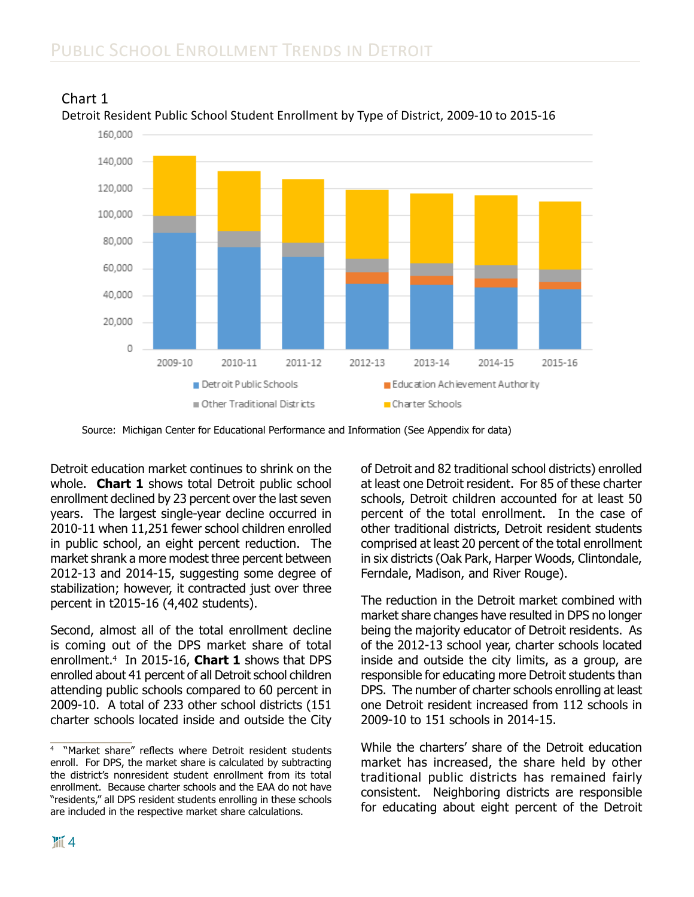## Chart 1

Detroit Resident Public School Student Enrollment by Type of District, 2009-10 to 2015-16

Source: Michigan Center for Educational Performance and Information (See Appendix for data)

Detroit education market continues to shrink on the whole. **Chart 1** shows total Detroit public school enrollment declined by 23 percent over the last seven years. The largest single-year decline occurred in 2010-11 when 11,251 fewer school children enrolled in public school, an eight percent reduction. The market shrank a more modest three percent between 2012-13 and 2014-15, suggesting some degree of stabilization; however, it contracted just over three percent in t2015-16 (4,402 students).

Second, almost all of the total enrollment decline is coming out of the DPS market share of total enrollment.[4] In 2015-16, **Chart 1** shows that DPS enrolled about 41 percent of all Detroit school children attending public schools compared to 60 percent in 2009-10. A total of 233 other school districts (151 charter schools located inside and outside the City of Detroit and 82 traditional school districts) enrolled at least one Detroit resident. For 85 of these charter schools, Detroit children accounted for at least 50 percent of the total enrollment. In the case of other traditional districts, Detroit resident students comprised at least 20 percent of the total enrollment in six districts (Oak Park, Harper Woods, Clintondale, Ferndale, Madison, and River Rouge).

The reduction in the Detroit market combined with market share changes have resulted in DPS no longer being the majority educator of Detroit residents. As of the 2012-13 school year, charter schools located inside and outside the city limits, as a group, are responsible for educating more Detroit students than DPS. The number of charter schools enrolling at least one Detroit resident increased from 112 schools in 2009-10 to 151 schools in 2014-15.

While the charters' share of the Detroit education market has increased, the share held by other traditional public districts has remained fairly consistent. Neighboring districts are responsible for educating about eight percent of the Detroit

[4] "Market share" reflects where Detroit resident students enroll. For DPS, the market share is calculated by subtracting the district's nonresident student enrollment from its total enrollment. Because charter schools and the EAA do not have "residents," all DPS resident students enrolling in these schools are included in the respective market share calculations.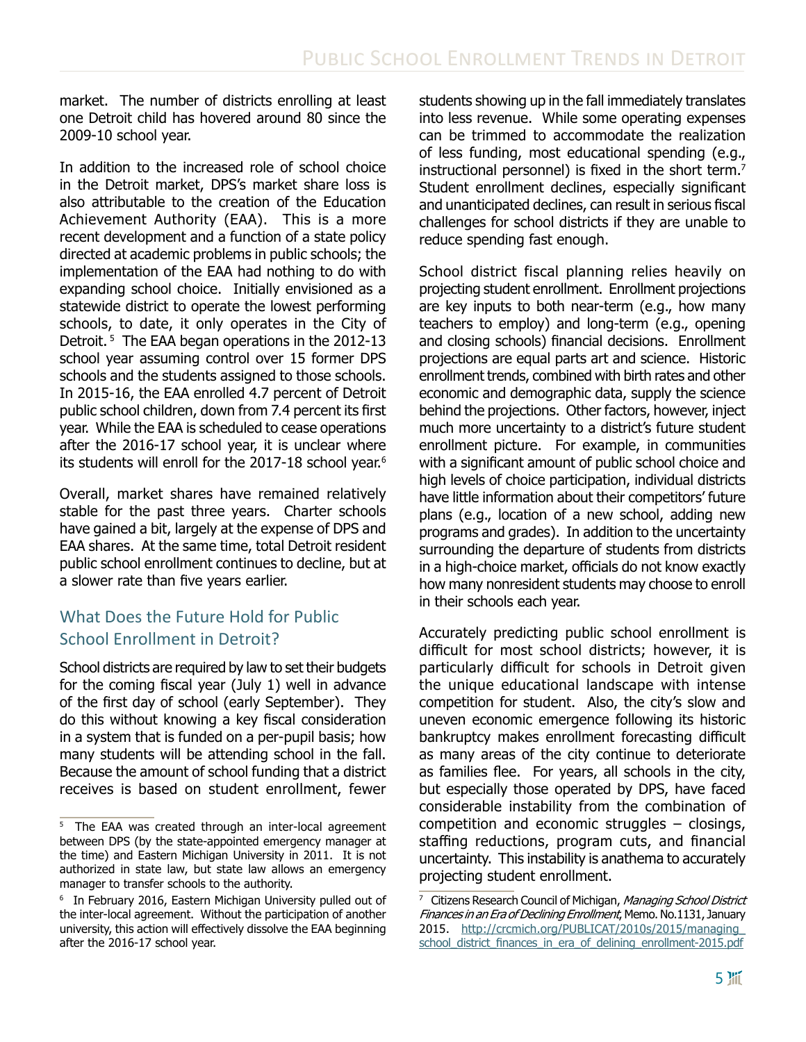market. The number of districts enrolling at least one Detroit child has hovered around 80 since the 2009-10 school year.

In addition to the increased role of school choice in the Detroit market, DPS's market share loss is also attributable to the creation of the Education Achievement Authority (EAA). This is a more recent development and a function of a state policy directed at academic problems in public schools; the implementation of the EAA had nothing to do with expanding school choice. Initially envisioned as a statewide district to operate the lowest performing schools, to date, it only operates in the City of Detroit.[5] The EAA began operations in the 2012-13 school year assuming control over 15 former DPS schools and the students assigned to those schools. In 2015-16, the EAA enrolled 4.7 percent of Detroit public school children, down from 7.4 percent its first year. While the EAA is scheduled to cease operations after the 2016-17 school year, it is unclear where its students will enroll for the 2017-18 school year.[6]

Overall, market shares have remained relatively stable for the past three years. Charter schools have gained a bit, largely at the expense of DPS and EAA shares. At the same time, total Detroit resident public school enrollment continues to decline, but at a slower rate than five years earlier.

## What Does the Future Hold for Public School Enrollment in Detroit?

School districts are required by law to set their budgets for the coming fiscal year (July 1) well in advance of the first day of school (early September). They do this without knowing a key fiscal consideration in a system that is funded on a per-pupil basis; how many students will be attending school in the fall. Because the amount of school funding that a district receives is based on student enrollment, fewer students showing up in the fall immediately translates into less revenue. While some operating expenses can be trimmed to accommodate the realization of less funding, most educational spending (e.g., instructional personnel) is fixed in the short term.[7] Student enrollment declines, especially significant and unanticipated declines, can result in serious fiscal challenges for school districts if they are unable to reduce spending fast enough.

School district fiscal planning relies heavily on projecting student enrollment. Enrollment projections are key inputs to both near-term (e.g., how many teachers to employ) and long-term (e.g., opening and closing schools) financial decisions. Enrollment projections are equal parts art and science. Historic enrollment trends, combined with birth rates and other economic and demographic data, supply the science behind the projections. Other factors, however, inject much more uncertainty to a district's future student enrollment picture. For example, in communities with a significant amount of public school choice and high levels of choice participation, individual districts have little information about their competitors' future plans (e.g., location of a new school, adding new programs and grades). In addition to the uncertainty surrounding the departure of students from districts in a high-choice market, officials do not know exactly how many nonresident students may choose to enroll in their schools each year.

Accurately predicting public school enrollment is difficult for most school districts; however, it is particularly difficult for schools in Detroit given the unique educational landscape with intense competition for student. Also, the city's slow and uneven economic emergence following its historic bankruptcy makes enrollment forecasting difficult as many areas of the city continue to deteriorate as families flee. For years, all schools in the city, but especially those operated by DPS, have faced considerable instability from the combination of competition and economic struggles – closings, staffing reductions, program cuts, and financial uncertainty. This instability is anathema to accurately projecting student enrollment.

---

[5] The EAA was created through an inter-local agreement between DPS (by the state-appointed emergency manager at the time) and Eastern Michigan University in 2011. It is not authorized in state law, but state law allows an emergency manager to transfer schools to the authority.

[6] In February 2016, Eastern Michigan University pulled out of the inter-local agreement. Without the participation of another university, this action will effectively dissolve the EAA beginning after the 2016-17 school year.

[7] Citizens Research Council of Michigan, *Managing School District Finances in an Era of Declining Enrollment*, Memo. No.1131, January 2015. http://crcmich.org/PUBLICAT/2010s/2015/managing_school_district_finances_in_era_of_delining_enrollment-2015.pdf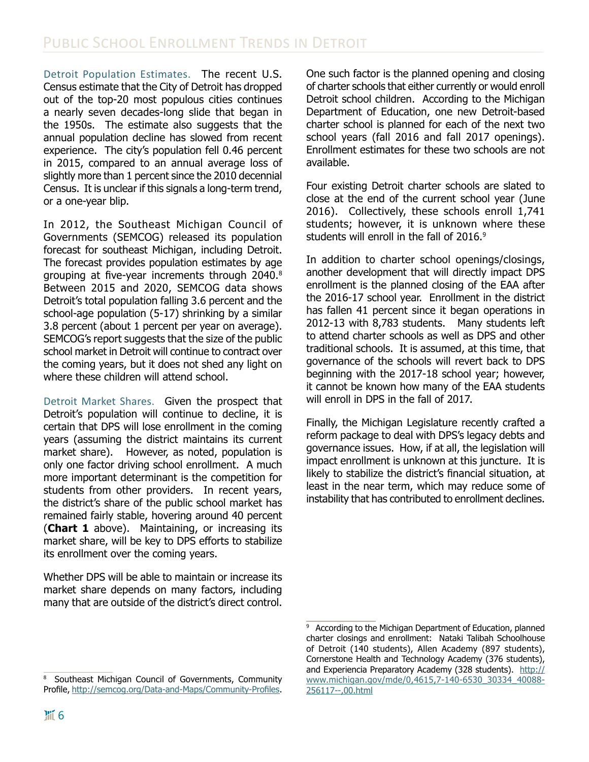## Public School Enrollment Trends in Detroit

**Detroit Population Estimates.** The recent U.S. Census estimate that the City of Detroit has dropped out of the top-20 most populous cities continues a nearly seven decades-long slide that began in the 1950s. The estimate also suggests that the annual population decline has slowed from recent experience. The city's population fell 0.46 percent in 2015, compared to an annual average loss of slightly more than 1 percent since the 2010 decennial Census. It is unclear if this signals a long-term trend, or a one-year blip.

In 2012, the Southeast Michigan Council of Governments (SEMCOG) released its population forecast for southeast Michigan, including Detroit. The forecast provides population estimates by age grouping at five-year increments through 2040.[8] Between 2015 and 2020, SEMCOG data shows Detroit's total population falling 3.6 percent and the school-age population (5-17) shrinking by a similar 3.8 percent (about 1 percent per year on average). SEMCOG's report suggests that the size of the public school market in Detroit will continue to contract over the coming years, but it does not shed any light on where these children will attend school.

**Detroit Market Shares.** Given the prospect that Detroit's population will continue to decline, it is certain that DPS will lose enrollment in the coming years (assuming the district maintains its current market share). However, as noted, population is only one factor driving school enrollment. A much more important determinant is the competition for students from other providers. In recent years, the district's share of the public school market has remained fairly stable, hovering around 40 percent (**Chart 1** above). Maintaining, or increasing its market share, will be key to DPS efforts to stabilize its enrollment over the coming years.

Whether DPS will be able to maintain or increase its market share depends on many factors, including many that are outside of the district's direct control. One such factor is the planned opening and closing of charter schools that either currently or would enroll Detroit school children. According to the Michigan Department of Education, one new Detroit-based charter school is planned for each of the next two school years (fall 2016 and fall 2017 openings). Enrollment estimates for these two schools are not available.

Four existing Detroit charter schools are slated to close at the end of the current school year (June 2016). Collectively, these schools enroll 1,741 students; however, it is unknown where these students will enroll in the fall of 2016.[9]

In addition to charter school openings/closings, another development that will directly impact DPS enrollment is the planned closing of the EAA after the 2016-17 school year. Enrollment in the district has fallen 41 percent since it began operations in 2012-13 with 8,783 students. Many students left to attend charter schools as well as DPS and other traditional schools. It is assumed, at this time, that governance of the schools will revert back to DPS beginning with the 2017-18 school year; however, it cannot be known how many of the EAA students will enroll in DPS in the fall of 2017.

Finally, the Michigan Legislature recently crafted a reform package to deal with DPS's legacy debts and governance issues. How, if at all, the legislation will impact enrollment is unknown at this juncture. It is likely to stabilize the district's financial situation, at least in the near term, which may reduce some of instability that has contributed to enrollment declines.

---

[8] Southeast Michigan Council of Governments, Community Profile, http://semcog.org/Data-and-Maps/Community-Profiles.

[9] According to the Michigan Department of Education, planned charter closings and enrollment: Nataki Talibah Schoolhouse of Detroit (140 students), Allen Academy (897 students), Cornerstone Health and Technology Academy (376 students), and Experiencia Preparatory Academy (328 students). http://www.michigan.gov/mde/0,4615,7-140-6530_30334_40088-256117--,00.html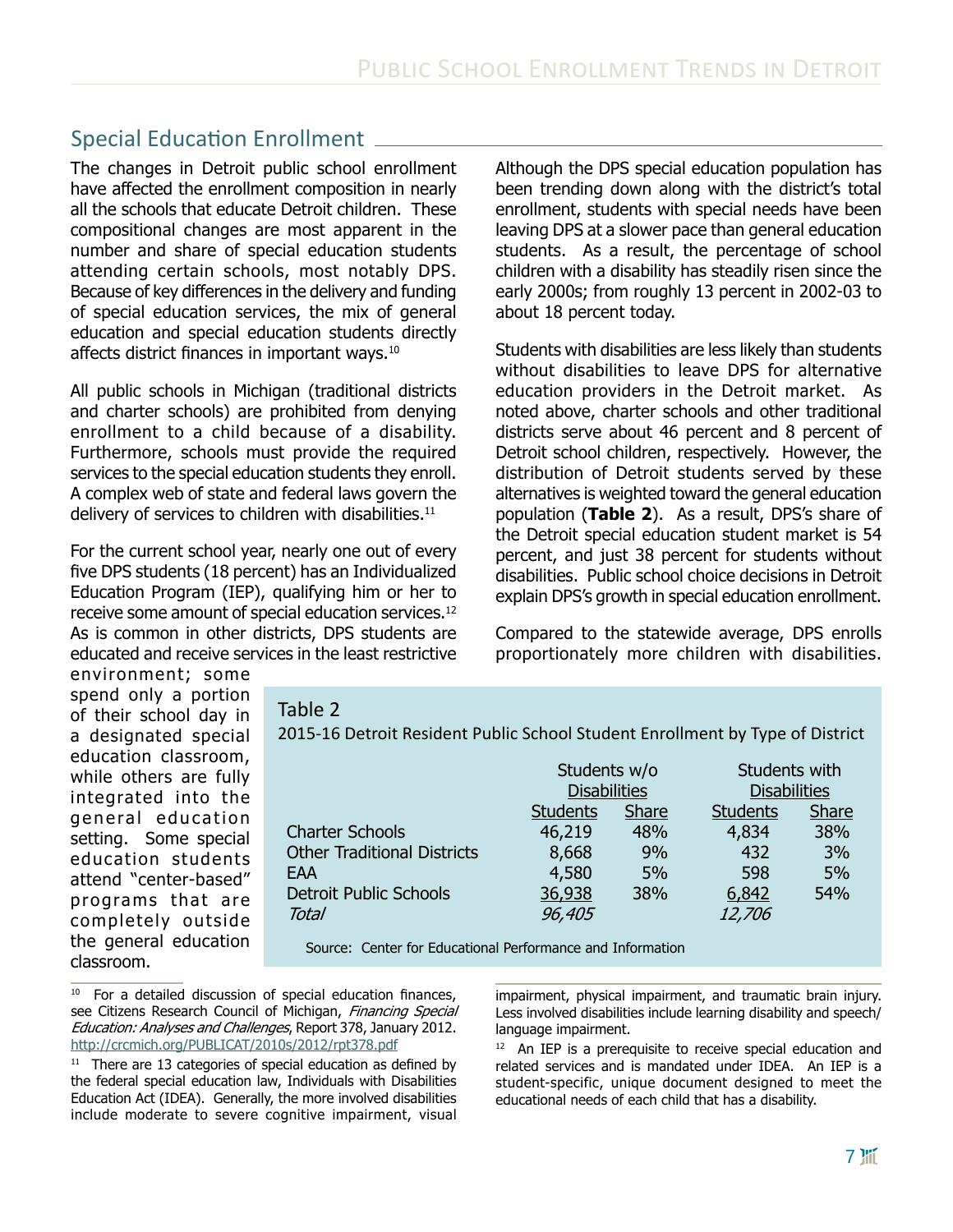## Special Education Enrollment

The changes in Detroit public school enrollment have affected the enrollment composition in nearly all the schools that educate Detroit children. These compositional changes are most apparent in the number and share of special education students attending certain schools, most notably DPS. Because of key differences in the delivery and funding of special education services, the mix of general education and special education students directly affects district finances in important ways.[10]

All public schools in Michigan (traditional districts and charter schools) are prohibited from denying enrollment to a child because of a disability. Furthermore, schools must provide the required services to the special education students they enroll. A complex web of state and federal laws govern the delivery of services to children with disabilities.[11]

For the current school year, nearly one out of every five DPS students (18 percent) has an Individualized Education Program (IEP), qualifying him or her to receive some amount of special education services.[12] As is common in other districts, DPS students are educated and receive services in the least restrictive environment; some spend only a portion of their school day in a designated special education classroom, while others are fully integrated into the general education setting. Some special education students attend "center-based" programs that are completely outside the general education classroom.

Although the DPS special education population has been trending down along with the district's total enrollment, students with special needs have been leaving DPS at a slower pace than general education students. As a result, the percentage of school children with a disability has steadily risen since the early 2000s; from roughly 13 percent in 2002-03 to about 18 percent today.

Students with disabilities are less likely than students without disabilities to leave DPS for alternative education providers in the Detroit market. As noted above, charter schools and other traditional districts serve about 46 percent and 8 percent of Detroit school children, respectively. However, the distribution of Detroit students served by these alternatives is weighted toward the general education population (**Table 2**). As a result, DPS's share of the Detroit special education student market is 54 percent, and just 38 percent for students without disabilities. Public school choice decisions in Detroit explain DPS's growth in special education enrollment.

Compared to the statewide average, DPS enrolls proportionately more children with disabilities.

Table 2
2015-16 Detroit Resident Public School Student Enrollment by Type of District

| | Students w/o Disabilities | | Students with Disabilities | |
|---|---|---|---|---|
| | Students | Share | Students | Share |
| Charter Schools | 46,219 | 48% | 4,834 | 38% |
| Other Traditional Districts | 8,668 | 9% | 432 | 3% |
| EAA | 4,580 | 5% | 598 | 5% |
| Detroit Public Schools | 36,938 | 38% | 6,842 | 54% |
| *Total* | *96,405* | | *12,706* | |

Source: Center for Educational Performance and Information

[10] For a detailed discussion of special education finances, see Citizens Research Council of Michigan, *Financing Special Education: Analyses and Challenges*, Report 378, January 2012. http://crcmich.org/PUBLICAT/2010s/2012/rpt378.pdf

[11] There are 13 categories of special education as defined by the federal special education law, Individuals with Disabilities Education Act (IDEA). Generally, the more involved disabilities include moderate to severe cognitive impairment, visual impairment, physical impairment, and traumatic brain injury. Less involved disabilities include learning disability and speech/language impairment.

[12] An IEP is a prerequisite to receive special education and related services and is mandated under IDEA. An IEP is a student-specific, unique document designed to meet the educational needs of each child that has a disability.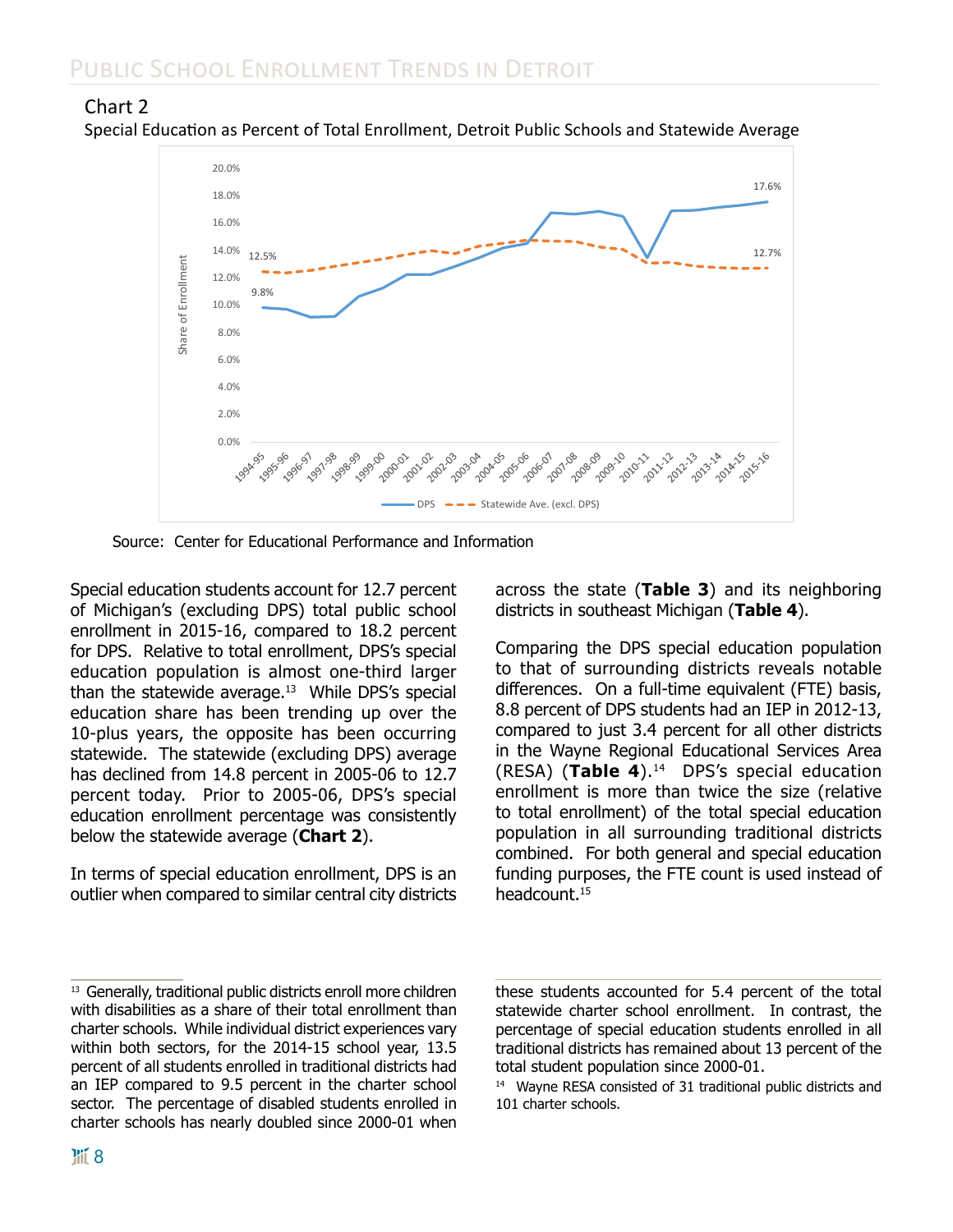## Chart 2

Special Education as Percent of Total Enrollment, Detroit Public Schools and Statewide Average

Source: Center for Educational Performance and Information

Special education students account for 12.7 percent of Michigan's (excluding DPS) total public school enrollment in 2015-16, compared to 18.2 percent for DPS. Relative to total enrollment, DPS's special education population is almost one-third larger than the statewide average.[13] While DPS's special education share has been trending up over the 10-plus years, the opposite has been occurring statewide. The statewide (excluding DPS) average has declined from 14.8 percent in 2005-06 to 12.7 percent today. Prior to 2005-06, DPS's special education enrollment percentage was consistently below the statewide average (**Chart 2**).

In terms of special education enrollment, DPS is an outlier when compared to similar central city districts across the state (**Table 3**) and its neighboring districts in southeast Michigan (**Table 4**).

Comparing the DPS special education population to that of surrounding districts reveals notable differences. On a full-time equivalent (FTE) basis, 8.8 percent of DPS students had an IEP in 2012-13, compared to just 3.4 percent for all other districts in the Wayne Regional Educational Services Area (RESA) (**Table 4**).[14] DPS's special education enrollment is more than twice the size (relative to total enrollment) of the total special education population in all surrounding traditional districts combined. For both general and special education funding purposes, the FTE count is used instead of headcount.[15]

---

[13] Generally, traditional public districts enroll more children with disabilities as a share of their total enrollment than charter schools. While individual district experiences vary within both sectors, for the 2014-15 school year, 13.5 percent of all students enrolled in traditional districts had an IEP compared to 9.5 percent in the charter school sector. The percentage of disabled students enrolled in charter schools has nearly doubled since 2000-01 when these students accounted for 5.4 percent of the total statewide charter school enrollment. In contrast, the percentage of special education students enrolled in all traditional districts has remained about 13 percent of the total student population since 2000-01.

[14] Wayne RESA consisted of 31 traditional public districts and 101 charter schools.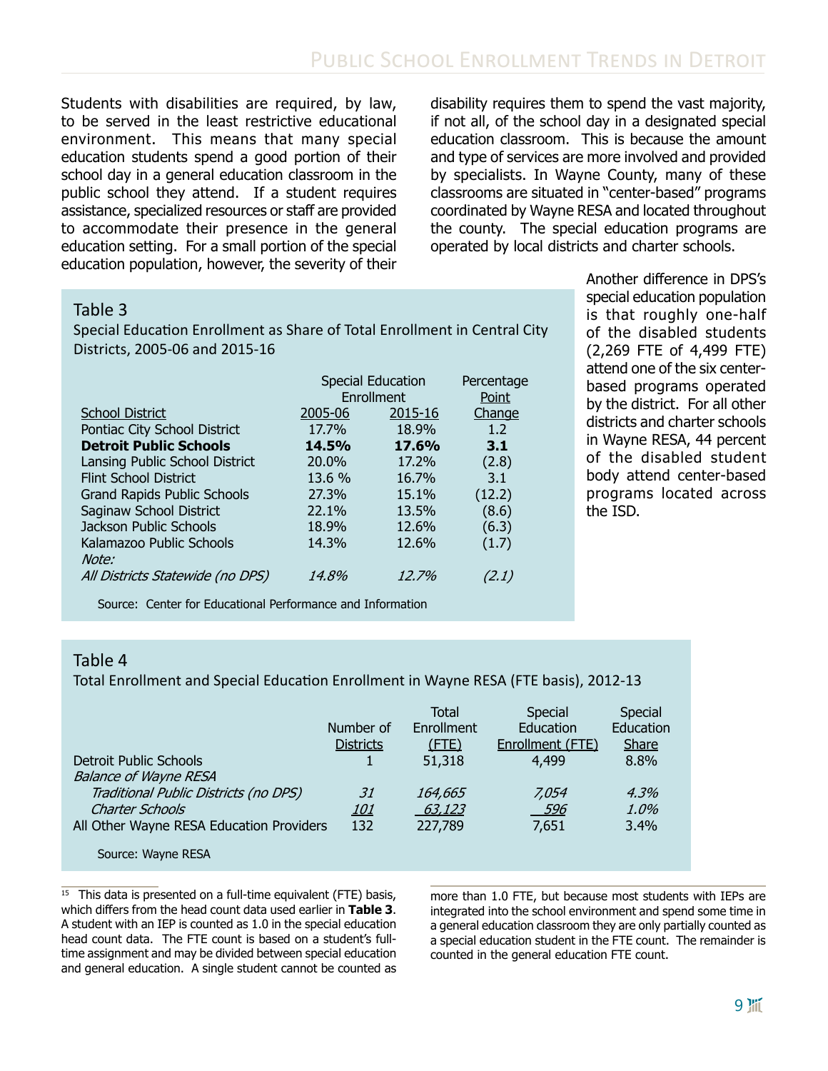Students with disabilities are required, by law, to be served in the least restrictive educational environment. This means that many special education students spend a good portion of their school day in a general education classroom in the public school they attend. If a student requires assistance, specialized resources or staff are provided to accommodate their presence in the general education setting. For a small portion of the special education population, however, the severity of their disability requires them to spend the vast majority, if not all, of the school day in a designated special education classroom. This is because the amount and type of services are more involved and provided by specialists. In Wayne County, many of these classrooms are situated in "center-based" programs coordinated by Wayne RESA and located throughout the county. The special education programs are operated by local districts and charter schools.

Another difference in DPS's special education population is that roughly one-half of the disabled students (2,269 FTE of 4,499 FTE) attend one of the six center-based programs operated by the district. For all other districts and charter schools in Wayne RESA, 44 percent of the disabled student body attend center-based programs located across the ISD.

**Table 3**

Special Education Enrollment as Share of Total Enrollment in Central City Districts, 2005-06 and 2015-16

| | Special Education Enrollment | | Percentage Point |
|---|---|---|---|
| School District | 2005-06 | 2015-16 | Change |
| Pontiac City School District | 17.7% | 18.9% | 1.2 |
| **Detroit Public Schools** | **14.5%** | **17.6%** | **3.1** |
| Lansing Public School District | 20.0% | 17.2% | (2.8) |
| Flint School District | 13.6 % | 16.7% | 3.1 |
| Grand Rapids Public Schools | 27.3% | 15.1% | (12.2) |
| Saginaw School District | 22.1% | 13.5% | (8.6) |
| Jackson Public Schools | 18.9% | 12.6% | (6.3) |
| Kalamazoo Public Schools | 14.3% | 12.6% | (1.7) |
| *Note:* | | | |
| *All Districts Statewide (no DPS)* | *14.8%* | *12.7%* | *(2.1)* |

Source: Center for Educational Performance and Information

**Table 4**

Total Enrollment and Special Education Enrollment in Wayne RESA (FTE basis), 2012-13

| | Number of Districts | Total Enrollment (FTE) | Special Education Enrollment (FTE) | Special Education Share |
|---|---|---|---|---|
| Detroit Public Schools | 1 | 51,318 | 4,499 | 8.8% |
| *Balance of Wayne RESA* | | | | |
| *Traditional Public Districts (no DPS)* | *31* | *164,665* | *7,054* | *4.3%* |
| *Charter Schools* | *101* | *63,123* | *596* | *1.0%* |
| All Other Wayne RESA Education Providers | 132 | 227,789 | 7,651 | 3.4% |

Source: Wayne RESA

[15] This data is presented on a full-time equivalent (FTE) basis, which differs from the head count data used earlier in **Table 3**. A student with an IEP is counted as 1.0 in the special education head count data. The FTE count is based on a student's full-time assignment and may be divided between special education and general education. A single student cannot be counted as more than 1.0 FTE, but because most students with IEPs are integrated into the school environment and spend some time in a general education classroom they are only partially counted as a special education student in the FTE count. The remainder is counted in the general education FTE count.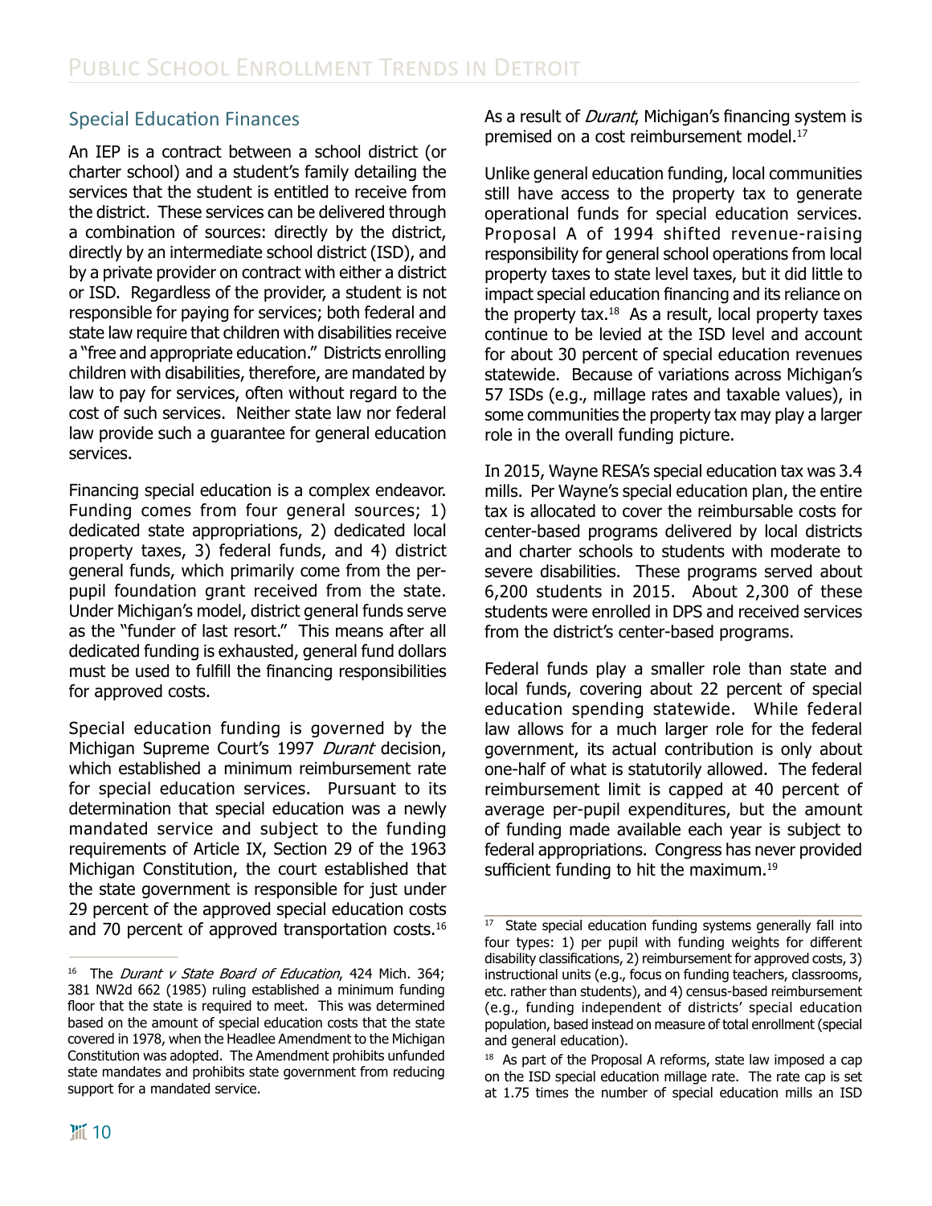## Special Education Finances

An IEP is a contract between a school district (or charter school) and a student's family detailing the services that the student is entitled to receive from the district. These services can be delivered through a combination of sources: directly by the district, directly by an intermediate school district (ISD), and by a private provider on contract with either a district or ISD. Regardless of the provider, a student is not responsible for paying for services; both federal and state law require that children with disabilities receive a "free and appropriate education." Districts enrolling children with disabilities, therefore, are mandated by law to pay for services, often without regard to the cost of such services. Neither state law nor federal law provide such a guarantee for general education services.

Financing special education is a complex endeavor. Funding comes from four general sources; 1) dedicated state appropriations, 2) dedicated local property taxes, 3) federal funds, and 4) district general funds, which primarily come from the per-pupil foundation grant received from the state. Under Michigan's model, district general funds serve as the "funder of last resort." This means after all dedicated funding is exhausted, general fund dollars must be used to fulfill the financing responsibilities for approved costs.

Special education funding is governed by the Michigan Supreme Court's 1997 *Durant* decision, which established a minimum reimbursement rate for special education services. Pursuant to its determination that special education was a newly mandated service and subject to the funding requirements of Article IX, Section 29 of the 1963 Michigan Constitution, the court established that the state government is responsible for just under 29 percent of the approved special education costs and 70 percent of approved transportation costs.[16] As a result of *Durant*, Michigan's financing system is premised on a cost reimbursement model.[17]

Unlike general education funding, local communities still have access to the property tax to generate operational funds for special education services. Proposal A of 1994 shifted revenue-raising responsibility for general school operations from local property taxes to state level taxes, but it did little to impact special education financing and its reliance on the property tax.[18] As a result, local property taxes continue to be levied at the ISD level and account for about 30 percent of special education revenues statewide. Because of variations across Michigan's 57 ISDs (e.g., millage rates and taxable values), in some communities the property tax may play a larger role in the overall funding picture.

In 2015, Wayne RESA's special education tax was 3.4 mills. Per Wayne's special education plan, the entire tax is allocated to cover the reimbursable costs for center-based programs delivered by local districts and charter schools to students with moderate to severe disabilities. These programs served about 6,200 students in 2015. About 2,300 of these students were enrolled in DPS and received services from the district's center-based programs.

Federal funds play a smaller role than state and local funds, covering about 22 percent of special education spending statewide. While federal law allows for a much larger role for the federal government, its actual contribution is only about one-half of what is statutorily allowed. The federal reimbursement limit is capped at 40 percent of average per-pupil expenditures, but the amount of funding made available each year is subject to federal appropriations. Congress has never provided sufficient funding to hit the maximum.[19]

---

[16] The *Durant v State Board of Education*, 424 Mich. 364; 381 NW2d 662 (1985) ruling established a minimum funding floor that the state is required to meet. This was determined based on the amount of special education costs that the state covered in 1978, when the Headlee Amendment to the Michigan Constitution was adopted. The Amendment prohibits unfunded state mandates and prohibits state government from reducing support for a mandated service.

[17] State special education funding systems generally fall into four types: 1) per pupil with funding weights for different disability classifications, 2) reimbursement for approved costs, 3) instructional units (e.g., focus on funding teachers, classrooms, etc. rather than students), and 4) census-based reimbursement (e.g., funding independent of districts' special education population, based instead on measure of total enrollment (special and general education).

[18] As part of the Proposal A reforms, state law imposed a cap on the ISD special education millage rate. The rate cap is set at 1.75 times the number of special education mills an ISD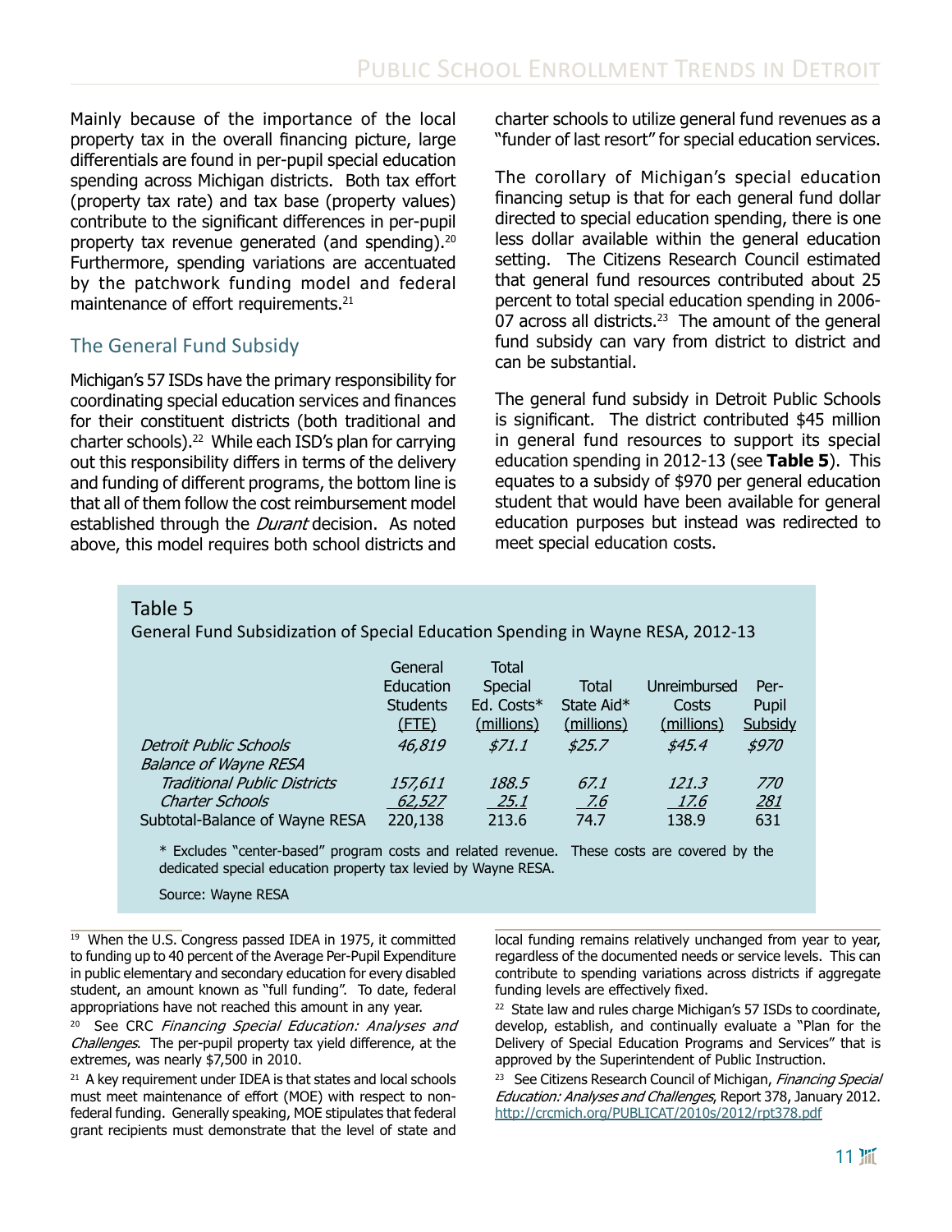Mainly because of the importance of the local property tax in the overall financing picture, large differentials are found in per-pupil special education spending across Michigan districts. Both tax effort (property tax rate) and tax base (property values) contribute to the significant differences in per-pupil property tax revenue generated (and spending).[20] Furthermore, spending variations are accentuated by the patchwork funding model and federal maintenance of effort requirements.[21]

## The General Fund Subsidy

Michigan's 57 ISDs have the primary responsibility for coordinating special education services and finances for their constituent districts (both traditional and charter schools).[22] While each ISD's plan for carrying out this responsibility differs in terms of the delivery and funding of different programs, the bottom line is that all of them follow the cost reimbursement model established through the *Durant* decision. As noted above, this model requires both school districts and charter schools to utilize general fund revenues as a "funder of last resort" for special education services.

The corollary of Michigan's special education financing setup is that for each general fund dollar directed to special education spending, there is one less dollar available within the general education setting. The Citizens Research Council estimated that general fund resources contributed about 25 percent to total special education spending in 2006-07 across all districts.[23] The amount of the general fund subsidy can vary from district to district and can be substantial.

The general fund subsidy in Detroit Public Schools is significant. The district contributed $45 million in general fund resources to support its special education spending in 2012-13 (see **Table 5**). This equates to a subsidy of $970 per general education student that would have been available for general education purposes but instead was redirected to meet special education costs.

Table 5
General Fund Subsidization of Special Education Spending in Wayne RESA, 2012-13

| | General Education Students (FTE) | Total Special Ed. Costs* (millions) | Total State Aid* (millions) | Unreimbursed Costs (millions) | Per-Pupil Subsidy |
|---|---|---|---|---|---|
| *Detroit Public Schools* | *46,819* | *$71.1* | *$25.7* | *$45.4* | *$970* |
| *Balance of Wayne RESA* | | | | | |
| *Traditional Public Districts* | *157,611* | *188.5* | *67.1* | *121.3* | *770* |
| *Charter Schools* | *62,527* | *25.1* | *7.6* | *17.6* | *281* |
| Subtotal-Balance of Wayne RESA | 220,138 | 213.6 | 74.7 | 138.9 | 631 |

\* Excludes "center-based" program costs and related revenue. These costs are covered by the dedicated special education property tax levied by Wayne RESA.

Source: Wayne RESA

---

[19] When the U.S. Congress passed IDEA in 1975, it committed to funding up to 40 percent of the Average Per-Pupil Expenditure in public elementary and secondary education for every disabled student, an amount known as "full funding". To date, federal appropriations have not reached this amount in any year.

[20] See CRC *Financing Special Education: Analyses and Challenges*. The per-pupil property tax yield difference, at the extremes, was nearly $7,500 in 2010.

[21] A key requirement under IDEA is that states and local schools must meet maintenance of effort (MOE) with respect to non-federal funding. Generally speaking, MOE stipulates that federal grant recipients must demonstrate that the level of state and local funding remains relatively unchanged from year to year, regardless of the documented needs or service levels. This can contribute to spending variations across districts if aggregate funding levels are effectively fixed.

[22] State law and rules charge Michigan's 57 ISDs to coordinate, develop, establish, and continually evaluate a "Plan for the Delivery of Special Education Programs and Services" that is approved by the Superintendent of Public Instruction.

[23] See Citizens Research Council of Michigan, *Financing Special Education: Analyses and Challenges*, Report 378, January 2012. http://crcmich.org/PUBLICAT/2010s/2012/rpt378.pdf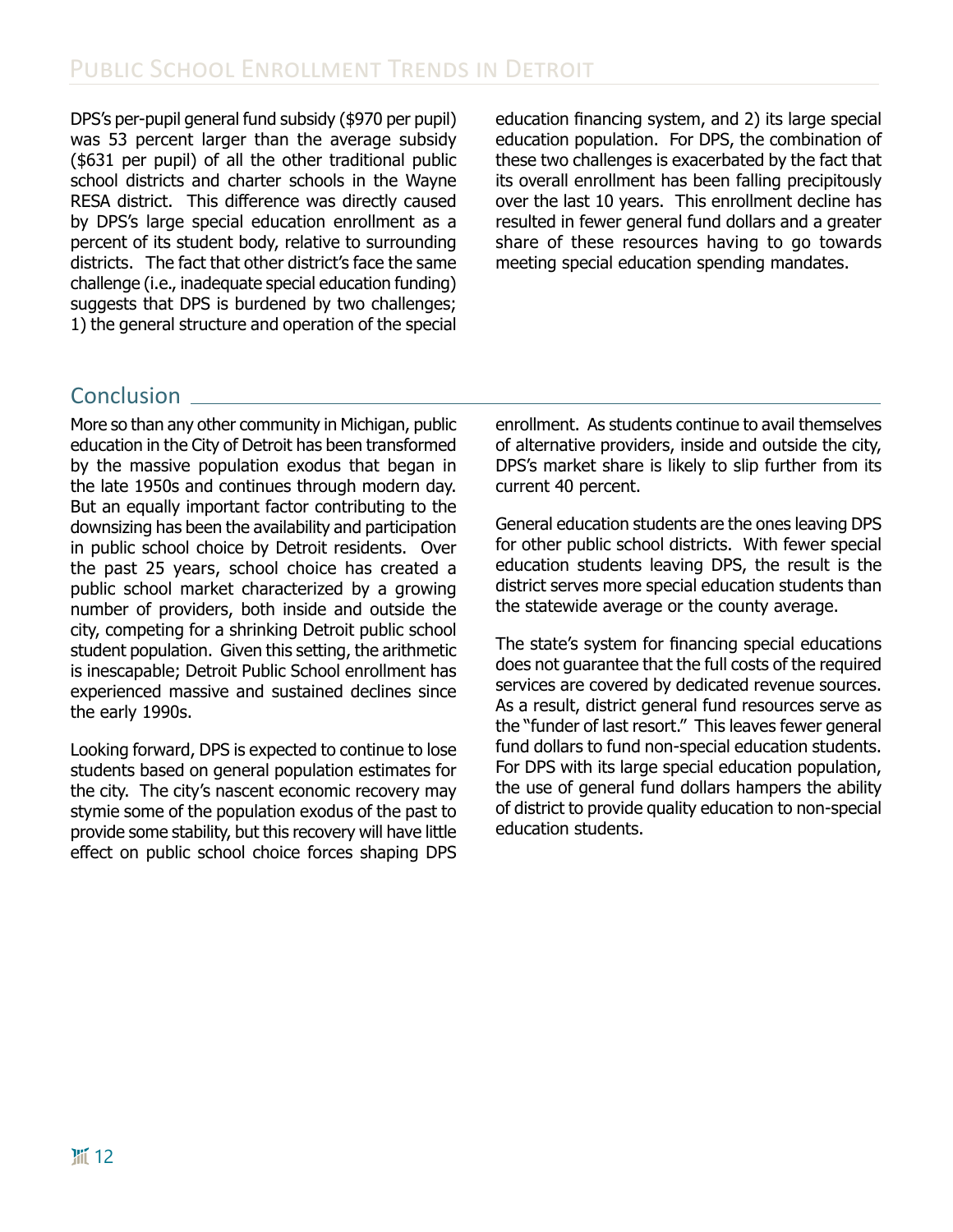DPS's per-pupil general fund subsidy ($970 per pupil) was 53 percent larger than the average subsidy ($631 per pupil) of all the other traditional public school districts and charter schools in the Wayne RESA district. This difference was directly caused by DPS's large special education enrollment as a percent of its student body, relative to surrounding districts. The fact that other district's face the same challenge (i.e., inadequate special education funding) suggests that DPS is burdened by two challenges; 1) the general structure and operation of the special education financing system, and 2) its large special education population. For DPS, the combination of these two challenges is exacerbated by the fact that its overall enrollment has been falling precipitously over the last 10 years. This enrollment decline has resulted in fewer general fund dollars and a greater share of these resources having to go towards meeting special education spending mandates.

## Conclusion

More so than any other community in Michigan, public education in the City of Detroit has been transformed by the massive population exodus that began in the late 1950s and continues through modern day. But an equally important factor contributing to the downsizing has been the availability and participation in public school choice by Detroit residents. Over the past 25 years, school choice has created a public school market characterized by a growing number of providers, both inside and outside the city, competing for a shrinking Detroit public school student population. Given this setting, the arithmetic is inescapable; Detroit Public School enrollment has experienced massive and sustained declines since the early 1990s.

Looking forward, DPS is expected to continue to lose students based on general population estimates for the city. The city's nascent economic recovery may stymie some of the population exodus of the past to provide some stability, but this recovery will have little effect on public school choice forces shaping DPS enrollment. As students continue to avail themselves of alternative providers, inside and outside the city, DPS's market share is likely to slip further from its current 40 percent.

General education students are the ones leaving DPS for other public school districts. With fewer special education students leaving DPS, the result is the district serves more special education students than the statewide average or the county average.

The state's system for financing special educations does not guarantee that the full costs of the required services are covered by dedicated revenue sources. As a result, district general fund resources serve as the "funder of last resort." This leaves fewer general fund dollars to fund non-special education students. For DPS with its large special education population, the use of general fund dollars hampers the ability of district to provide quality education to non-special education students.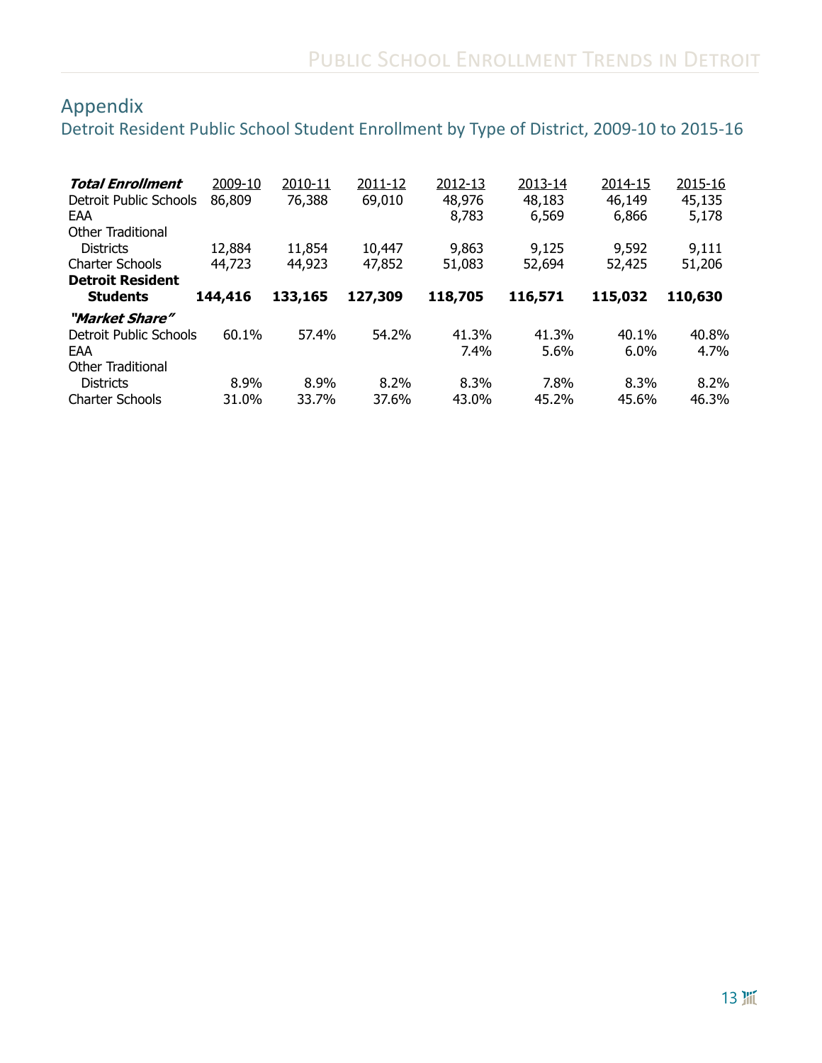## Appendix

### Detroit Resident Public School Student Enrollment by Type of District, 2009-10 to 2015-16

| ***Total Enrollment*** | 2009-10 | 2010-11 | 2011-12 | 2012-13 | 2013-14 | 2014-15 | 2015-16 |
|---|---|---|---|---|---|---|---|
| Detroit Public Schools | 86,809 | 76,388 | 69,010 | 48,976 | 48,183 | 46,149 | 45,135 |
| EAA | | | | 8,783 | 6,569 | 6,866 | 5,178 |
| Other Traditional Districts | 12,884 | 11,854 | 10,447 | 9,863 | 9,125 | 9,592 | 9,111 |
| Charter Schools | 44,723 | 44,923 | 47,852 | 51,083 | 52,694 | 52,425 | 51,206 |
| **Detroit Resident Students** | **144,416** | **133,165** | **127,309** | **118,705** | **116,571** | **115,032** | **110,630** |
| ***"Market Share"*** | | | | | | | |
| Detroit Public Schools | 60.1% | 57.4% | 54.2% | 41.3% | 41.3% | 40.1% | 40.8% |
| EAA | | | | 7.4% | 5.6% | 6.0% | 4.7% |
| Other Traditional Districts | 8.9% | 8.9% | 8.2% | 8.3% | 7.8% | 8.3% | 8.2% |
| Charter Schools | 31.0% | 33.7% | 37.6% | 43.0% | 45.2% | 45.6% | 46.3% |